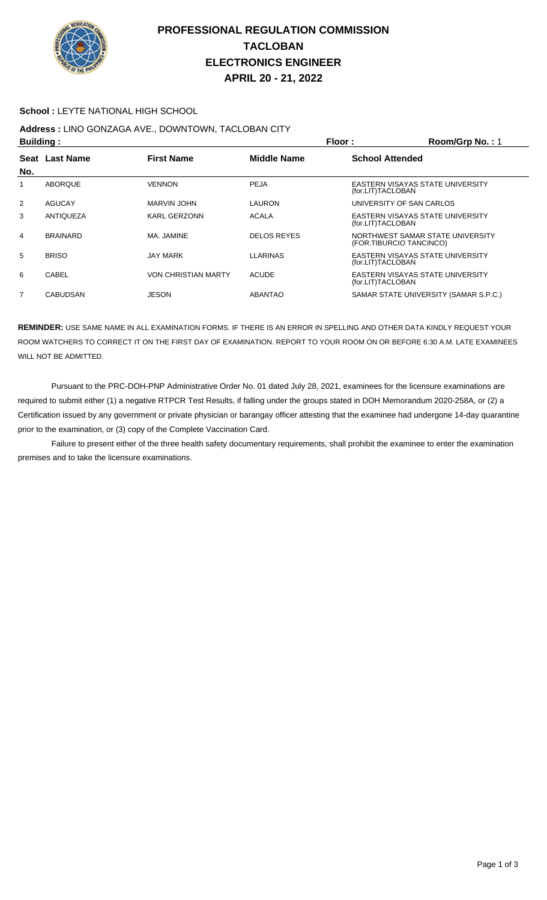# PROFESSIONAL REGULATION COMMISSION
# TACLOBAN
# ELECTRONICS ENGINEER
# APRIL 20 - 21, 2022

**School :** LEYTE NATIONAL HIGH SCHOOL

**Address :** LINO GONZAGA AVE., DOWNTOWN, TACLOBAN CITY

**Building :** **Floor :** **Room/Grp No. :** 1

| Seat No. | Last Name | First Name | Middle Name | School Attended |
|---|---|---|---|---|
| 1 | ABORQUE | VENNON | PEJA | EASTERN VISAYAS STATE UNIVERSITY (for.LIT)TACLOBAN |
| 2 | AGUCAY | MARVIN JOHN | LAURON | UNIVERSITY OF SAN CARLOS |
| 3 | ANTIQUEZA | KARL GERZONN | ACALA | EASTERN VISAYAS STATE UNIVERSITY (for.LIT)TACLOBAN |
| 4 | BRAINARD | MA. JAMINE | DELOS REYES | NORTHWEST SAMAR STATE UNIVERSITY (FOR.TIBURCIO TANCINCO) |
| 5 | BRISO | JAY MARK | LLARINAS | EASTERN VISAYAS STATE UNIVERSITY (for.LIT)TACLOBAN |
| 6 | CABEL | VON CHRISTIAN MARTY | ACUDE | EASTERN VISAYAS STATE UNIVERSITY (for.LIT)TACLOBAN |
| 7 | CABUDSAN | JESON | ABANTAO | SAMAR STATE UNIVERSITY (SAMAR S.P.C.) |

**REMINDER:** USE SAME NAME IN ALL EXAMINATION FORMS. IF THERE IS AN ERROR IN SPELLING AND OTHER DATA KINDLY REQUEST YOUR ROOM WATCHERS TO CORRECT IT ON THE FIRST DAY OF EXAMINATION. REPORT TO YOUR ROOM ON OR BEFORE 6:30 A.M. LATE EXAMINEES WILL NOT BE ADMITTED.

Pursuant to the PRC-DOH-PNP Administrative Order No. 01 dated July 28, 2021, examinees for the licensure examinations are required to submit either (1) a negative RTPCR Test Results, if falling under the groups stated in DOH Memorandum 2020-258A, or (2) a Certification issued by any government or private physician or barangay officer attesting that the examinee had undergone 14-day quarantine prior to the examination, or (3) copy of the Complete Vaccination Card.

Failure to present either of the three health safety documentary requirements, shall prohibit the examinee to enter the examination premises and to take the licensure examinations.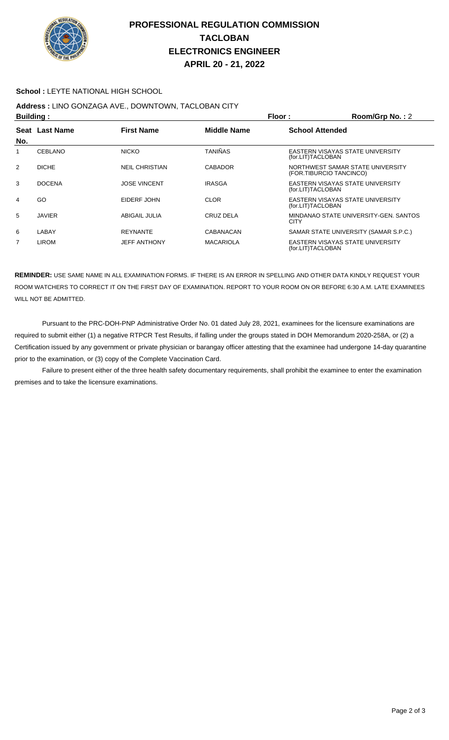# PROFESSIONAL REGULATION COMMISSION
# TACLOBAN
# ELECTRONICS ENGINEER
# APRIL 20 - 21, 2022

**School :** LEYTE NATIONAL HIGH SCHOOL

**Address :** LINO GONZAGA AVE., DOWNTOWN, TACLOBAN CITY

**Building :** **Floor :** **Room/Grp No. :** 2

| Seat No. | Last Name | First Name | Middle Name | School Attended |
|---|---|---|---|---|
| 1 | CEBLANO | NICKO | TANIÑAS | EASTERN VISAYAS STATE UNIVERSITY (for.LIT)TACLOBAN |
| 2 | DICHE | NEIL CHRISTIAN | CABADOR | NORTHWEST SAMAR STATE UNIVERSITY (FOR.TIBURCIO TANCINCO) |
| 3 | DOCENA | JOSE VINCENT | IRASGA | EASTERN VISAYAS STATE UNIVERSITY (for.LIT)TACLOBAN |
| 4 | GO | EIDERF JOHN | CLOR | EASTERN VISAYAS STATE UNIVERSITY (for.LIT)TACLOBAN |
| 5 | JAVIER | ABIGAIL JULIA | CRUZ DELA | MINDANAO STATE UNIVERSITY-GEN. SANTOS CITY |
| 6 | LABAY | REYNANTE | CABANACAN | SAMAR STATE UNIVERSITY (SAMAR S.P.C.) |
| 7 | LIROM | JEFF ANTHONY | MACARIOLA | EASTERN VISAYAS STATE UNIVERSITY (for.LIT)TACLOBAN |

**REMINDER:** USE SAME NAME IN ALL EXAMINATION FORMS. IF THERE IS AN ERROR IN SPELLING AND OTHER DATA KINDLY REQUEST YOUR ROOM WATCHERS TO CORRECT IT ON THE FIRST DAY OF EXAMINATION. REPORT TO YOUR ROOM ON OR BEFORE 6:30 A.M. LATE EXAMINEES WILL NOT BE ADMITTED.

Pursuant to the PRC-DOH-PNP Administrative Order No. 01 dated July 28, 2021, examinees for the licensure examinations are required to submit either (1) a negative RTPCR Test Results, if falling under the groups stated in DOH Memorandum 2020-258A, or (2) a Certification issued by any government or private physician or barangay officer attesting that the examinee had undergone 14-day quarantine prior to the examination, or (3) copy of the Complete Vaccination Card.

Failure to present either of the three health safety documentary requirements, shall prohibit the examinee to enter the examination premises and to take the licensure examinations.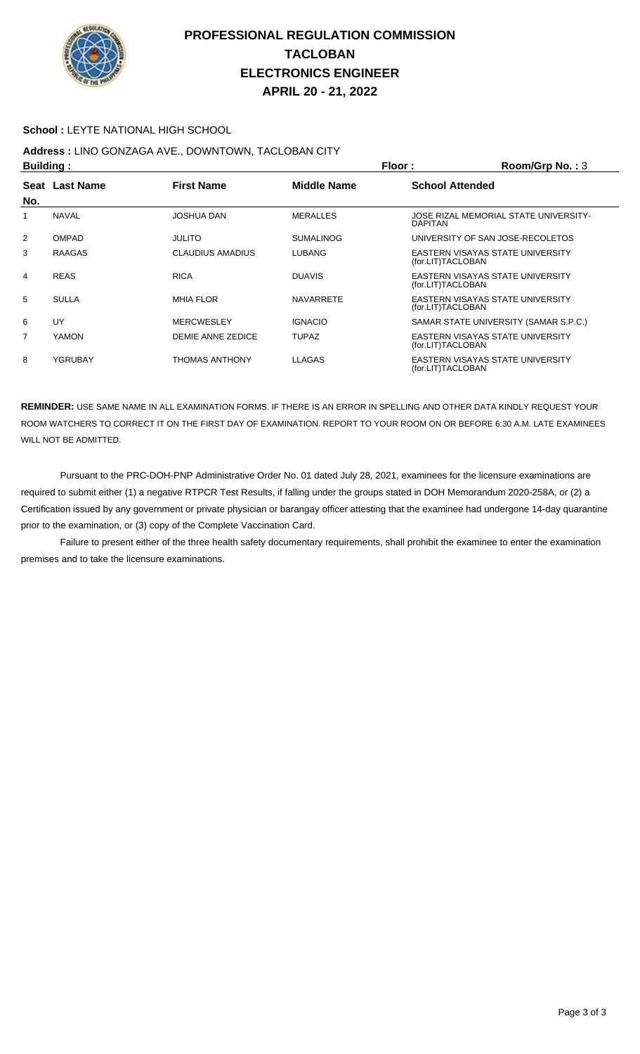# PROFESSIONAL REGULATION COMMISSION
# TACLOBAN
# ELECTRONICS ENGINEER
# APRIL 20 - 21, 2022

**School :** LEYTE NATIONAL HIGH SCHOOL

**Address :** LINO GONZAGA AVE., DOWNTOWN, TACLOBAN CITY

**Building :** **Floor :** **Room/Grp No. :** 3

| Seat No. | Last Name | First Name | Middle Name | School Attended |
|---|---|---|---|---|
| 1 | NAVAL | JOSHUA DAN | MERALLES | JOSE RIZAL MEMORIAL STATE UNIVERSITY-DAPITAN |
| 2 | OMPAD | JULITO | SUMALINOG | UNIVERSITY OF SAN JOSE-RECOLETOS |
| 3 | RAAGAS | CLAUDIUS AMADIUS | LUBANG | EASTERN VISAYAS STATE UNIVERSITY (for.LIT)TACLOBAN |
| 4 | REAS | RICA | DUAVIS | EASTERN VISAYAS STATE UNIVERSITY (for.LIT)TACLOBAN |
| 5 | SULLA | MHIA FLOR | NAVARRETE | EASTERN VISAYAS STATE UNIVERSITY (for.LIT)TACLOBAN |
| 6 | UY | MERCWESLEY | IGNACIO | SAMAR STATE UNIVERSITY (SAMAR S.P.C.) |
| 7 | YAMON | DEMIE ANNE ZEDICE | TUPAZ | EASTERN VISAYAS STATE UNIVERSITY (for.LIT)TACLOBAN |
| 8 | YGRUBAY | THOMAS ANTHONY | LLAGAS | EASTERN VISAYAS STATE UNIVERSITY (for.LIT)TACLOBAN |

**REMINDER:** USE SAME NAME IN ALL EXAMINATION FORMS. IF THERE IS AN ERROR IN SPELLING AND OTHER DATA KINDLY REQUEST YOUR ROOM WATCHERS TO CORRECT IT ON THE FIRST DAY OF EXAMINATION. REPORT TO YOUR ROOM ON OR BEFORE 6:30 A.M. LATE EXAMINEES WILL NOT BE ADMITTED.

Pursuant to the PRC-DOH-PNP Administrative Order No. 01 dated July 28, 2021, examinees for the licensure examinations are required to submit either (1) a negative RTPCR Test Results, if falling under the groups stated in DOH Memorandum 2020-258A, or (2) a Certification issued by any government or private physician or barangay officer attesting that the examinee had undergone 14-day quarantine prior to the examination, or (3) copy of the Complete Vaccination Card.

Failure to present either of the three health safety documentary requirements, shall prohibit the examinee to enter the examination premises and to take the licensure examinations.